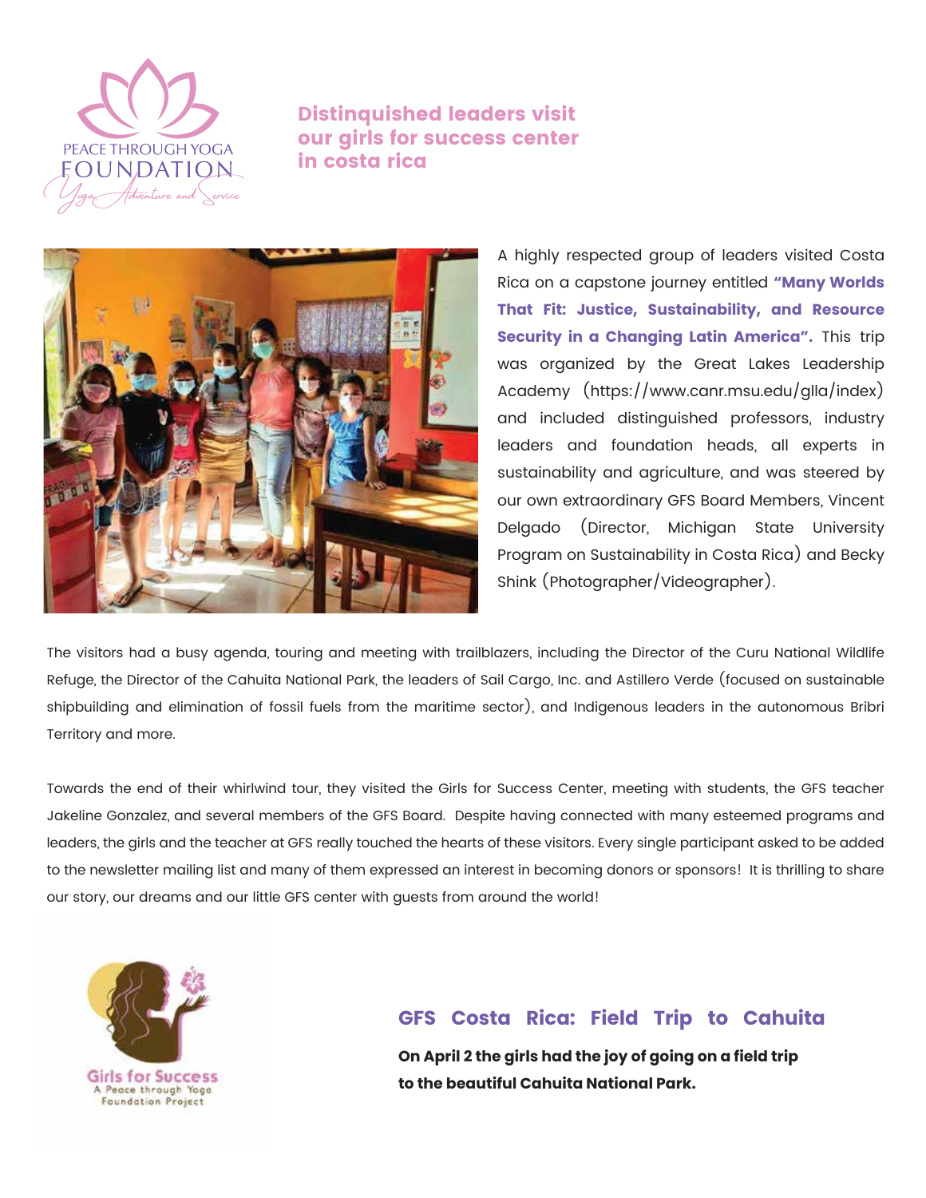# Distinquished leaders visit our girls for success center in costa rica

A highly respected group of leaders visited Costa Rica on a capstone journey entitled **"Many Worlds That Fit: Justice, Sustainability, and Resource Security in a Changing Latin America".** This trip was organized by the Great Lakes Leadership Academy (https://www.canr.msu.edu/glla/index) and included distinguished professors, industry leaders and foundation heads, all experts in sustainability and agriculture, and was steered by our own extraordinary GFS Board Members, Vincent Delgado (Director, Michigan State University Program on Sustainability in Costa Rica) and Becky Shink (Photographer/Videographer).

The visitors had a busy agenda, touring and meeting with trailblazers, including the Director of the Curu National Wildlife Refuge, the Director of the Cahuita National Park, the leaders of Sail Cargo, Inc. and Astillero Verde (focused on sustainable shipbuilding and elimination of fossil fuels from the maritime sector), and Indigenous leaders in the autonomous Bribri Territory and more.

Towards the end of their whirlwind tour, they visited the Girls for Success Center, meeting with students, the GFS teacher Jakeline Gonzalez, and several members of the GFS Board. Despite having connected with many esteemed programs and leaders, the girls and the teacher at GFS really touched the hearts of these visitors. Every single participant asked to be added to the newsletter mailing list and many of them expressed an interest in becoming donors or sponsors! It is thrilling to share our story, our dreams and our little GFS center with guests from around the world!

## GFS Costa Rica: Field Trip to Cahuita

**On April 2 the girls had the joy of going on a field trip to the beautiful Cahuita National Park.**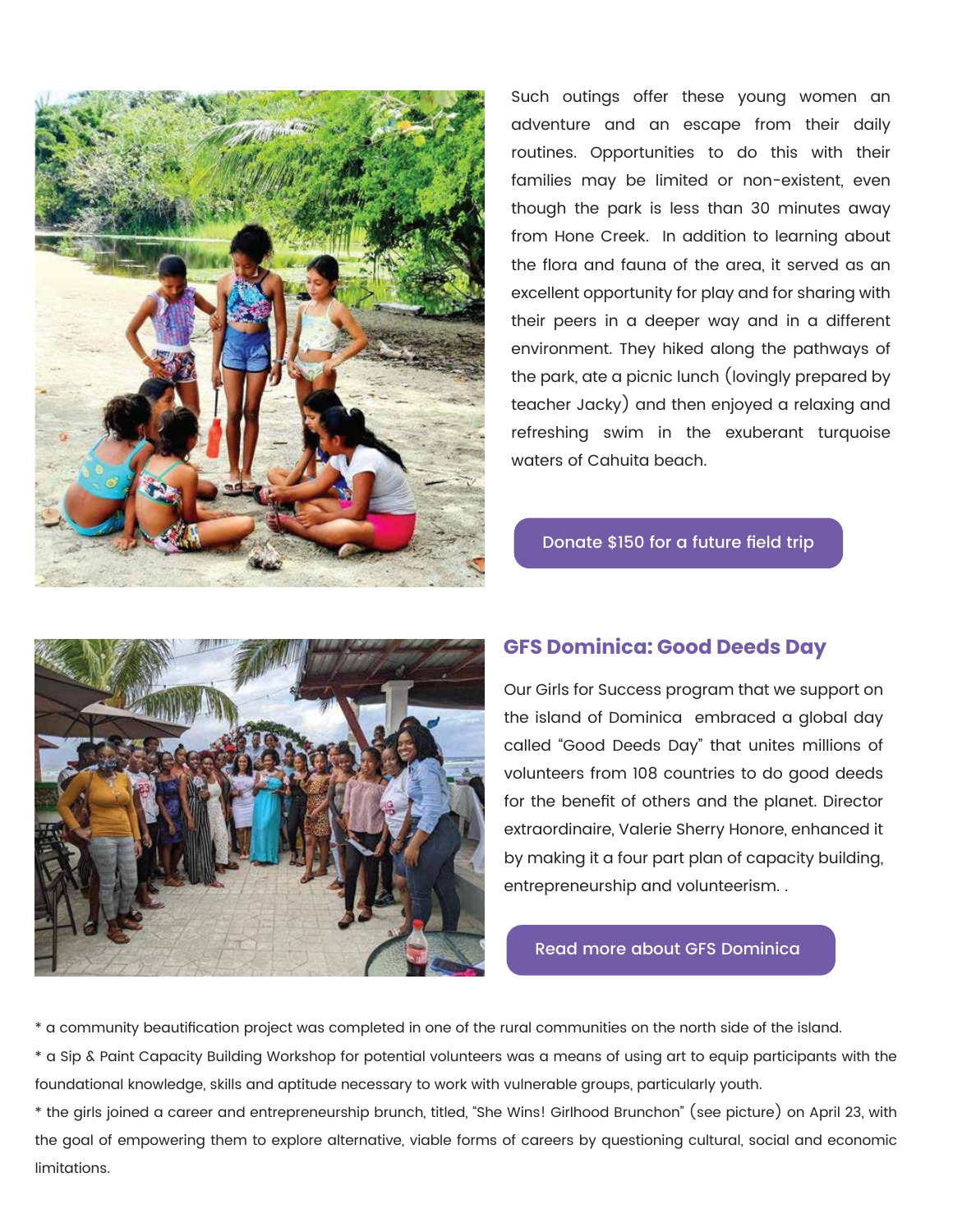Such outings offer these young women an adventure and an escape from their daily routines. Opportunities to do this with their families may be limited or non-existent, even though the park is less than 30 minutes away from Hone Creek. In addition to learning about the flora and fauna of the area, it served as an excellent opportunity for play and for sharing with their peers in a deeper way and in a different environment. They hiked along the pathways of the park, ate a picnic lunch (lovingly prepared by teacher Jacky) and then enjoyed a relaxing and refreshing swim in the exuberant turquoise waters of Cahuita beach.

Donate $150 for a future field trip

## GFS Dominica: Good Deeds Day

Our Girls for Success program that we support on the island of Dominica embraced a global day called "Good Deeds Day" that unites millions of volunteers from 108 countries to do good deeds for the benefit of others and the planet. Director extraordinaire, Valerie Sherry Honore, enhanced it by making it a four part plan of capacity building, entrepreneurship and volunteerism. .

Read more about GFS Dominica

* a community beautification project was completed in one of the rural communities on the north side of the island.
* a Sip & Paint Capacity Building Workshop for potential volunteers was a means of using art to equip participants with the foundational knowledge, skills and aptitude necessary to work with vulnerable groups, particularly youth.
* the girls joined a career and entrepreneurship brunch, titled, "She Wins! Girlhood Brunchon" (see picture) on April 23, with the goal of empowering them to explore alternative, viable forms of careers by questioning cultural, social and economic limitations.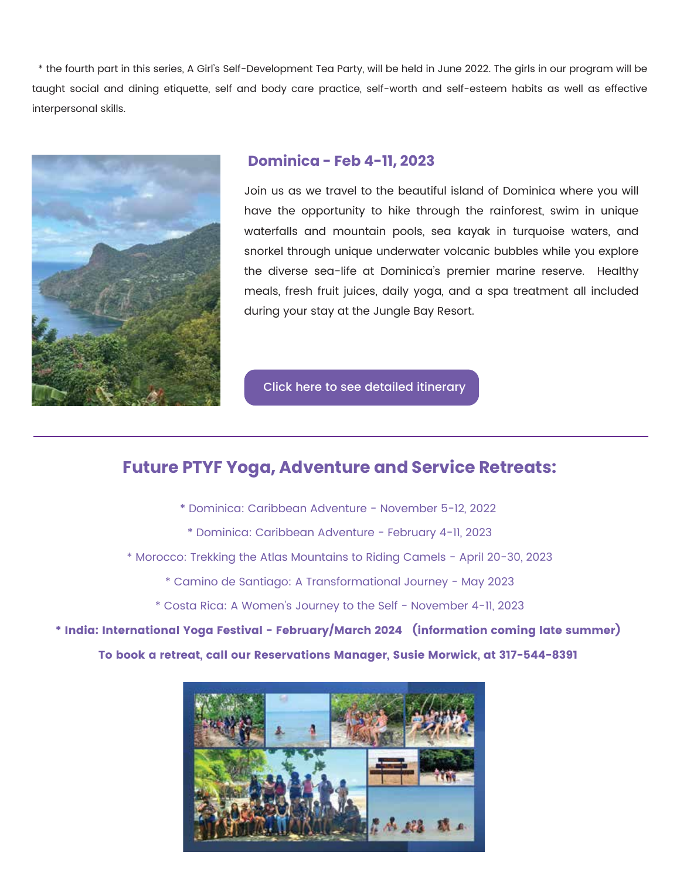* the fourth part in this series, A Girl's Self-Development Tea Party, will be held in June 2022. The girls in our program will be taught social and dining etiquette, self and body care practice, self-worth and self-esteem habits as well as effective interpersonal skills.

## Dominica - Feb 4-11, 2023

Join us as we travel to the beautiful island of Dominica where you will have the opportunity to hike through the rainforest, swim in unique waterfalls and mountain pools, sea kayak in turquoise waters, and snorkel through unique underwater volcanic bubbles while you explore the diverse sea-life at Dominica's premier marine reserve. Healthy meals, fresh fruit juices, daily yoga, and a spa treatment all included during your stay at the Jungle Bay Resort.

Click here to see detailed itinerary

---

## Future PTYF Yoga, Adventure and Service Retreats:

* Dominica: Caribbean Adventure - November 5-12, 2022

* Dominica: Caribbean Adventure - February 4-11, 2023

* Morocco: Trekking the Atlas Mountains to Riding Camels - April 20-30, 2023

* Camino de Santiago: A Transformational Journey - May 2023

* Costa Rica: A Women's Journey to the Self - November 4-11, 2023

**\* India: International Yoga Festival - February/March 2024 (information coming late summer)**

**To book a retreat, call our Reservations Manager, Susie Morwick, at 317-544-8391**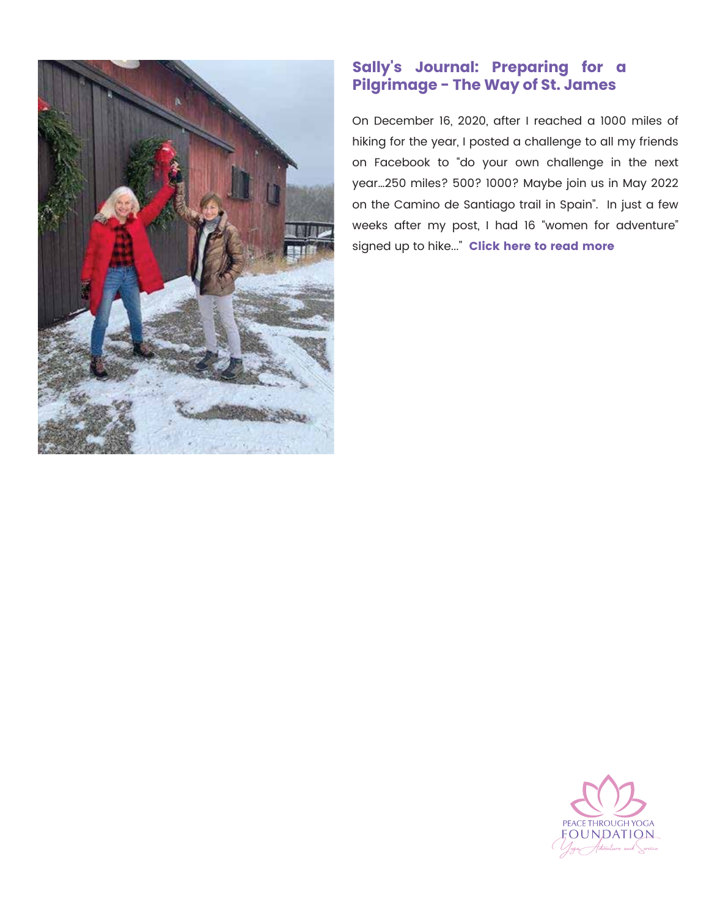## Sally's Journal: Preparing for a Pilgrimage - The Way of St. James

On December 16, 2020, after I reached a 1000 miles of hiking for the year, I posted a challenge to all my friends on Facebook to "do your own challenge in the next year...250 miles? 500? 1000? Maybe join us in May 2022 on the Camino de Santiago trail in Spain". In just a few weeks after my post, I had 16 "women for adventure" signed up to hike..." **Click here to read more**